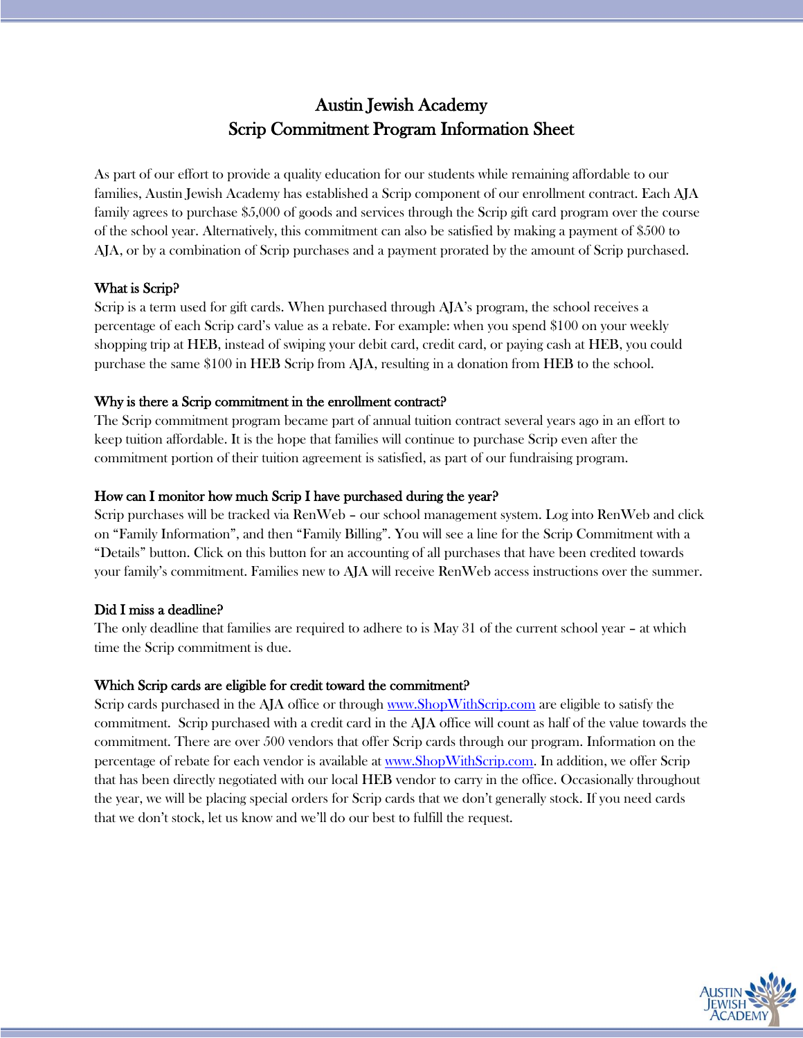# Austin Jewish Academy
# Scrip Commitment Program Information Sheet

As part of our effort to provide a quality education for our students while remaining affordable to our families, Austin Jewish Academy has established a Scrip component of our enrollment contract. Each AJA family agrees to purchase $5,000 of goods and services through the Scrip gift card program over the course of the school year. Alternatively, this commitment can also be satisfied by making a payment of $500 to AJA, or by a combination of Scrip purchases and a payment prorated by the amount of Scrip purchased.

**What is Scrip?**
Scrip is a term used for gift cards. When purchased through AJA's program, the school receives a percentage of each Scrip card's value as a rebate. For example: when you spend $100 on your weekly shopping trip at HEB, instead of swiping your debit card, credit card, or paying cash at HEB, you could purchase the same $100 in HEB Scrip from AJA, resulting in a donation from HEB to the school.

**Why is there a Scrip commitment in the enrollment contract?**
The Scrip commitment program became part of annual tuition contract several years ago in an effort to keep tuition affordable. It is the hope that families will continue to purchase Scrip even after the commitment portion of their tuition agreement is satisfied, as part of our fundraising program.

**How can I monitor how much Scrip I have purchased during the year?**
Scrip purchases will be tracked via RenWeb – our school management system. Log into RenWeb and click on "Family Information", and then "Family Billing". You will see a line for the Scrip Commitment with a "Details" button. Click on this button for an accounting of all purchases that have been credited towards your family's commitment. Families new to AJA will receive RenWeb access instructions over the summer.

**Did I miss a deadline?**
The only deadline that families are required to adhere to is May 31 of the current school year – at which time the Scrip commitment is due.

**Which Scrip cards are eligible for credit toward the commitment?**
Scrip cards purchased in the AJA office or through www.ShopWithScrip.com are eligible to satisfy the commitment. Scrip purchased with a credit card in the AJA office will count as half of the value towards the commitment. There are over 500 vendors that offer Scrip cards through our program. Information on the percentage of rebate for each vendor is available at www.ShopWithScrip.com. In addition, we offer Scrip that has been directly negotiated with our local HEB vendor to carry in the office. Occasionally throughout the year, we will be placing special orders for Scrip cards that we don't generally stock. If you need cards that we don't stock, let us know and we'll do our best to fulfill the request.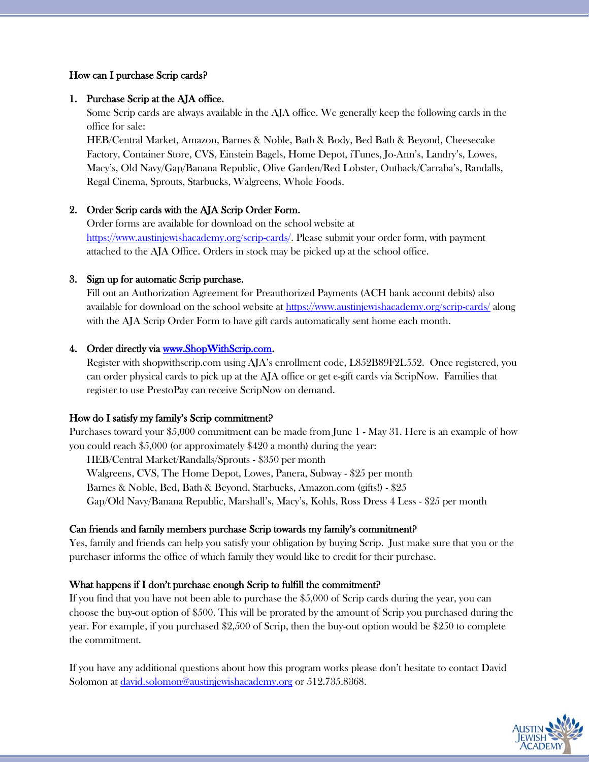**How can I purchase Scrip cards?**

1. **Purchase Scrip at the AJA office.**
   Some Scrip cards are always available in the AJA office. We generally keep the following cards in the office for sale:
   HEB/Central Market, Amazon, Barnes & Noble, Bath & Body, Bed Bath & Beyond, Cheesecake Factory, Container Store, CVS, Einstein Bagels, Home Depot, iTunes, Jo-Ann's, Landry's, Lowes, Macy's, Old Navy/Gap/Banana Republic, Olive Garden/Red Lobster, Outback/Carraba's, Randalls, Regal Cinema, Sprouts, Starbucks, Walgreens, Whole Foods.

2. **Order Scrip cards with the AJA Scrip Order Form.**
   Order forms are available for download on the school website at https://www.austinjewishacademy.org/scrip-cards/. Please submit your order form, with payment attached to the AJA Office. Orders in stock may be picked up at the school office.

3. **Sign up for automatic Scrip purchase.**
   Fill out an Authorization Agreement for Preauthorized Payments (ACH bank account debits) also available for download on the school website at https://www.austinjewishacademy.org/scrip-cards/ along with the AJA Scrip Order Form to have gift cards automatically sent home each month.

4. **Order directly via www.ShopWithScrip.com.**
   Register with shopwithscrip.com using AJA's enrollment code, L852B89F2L552. Once registered, you can order physical cards to pick up at the AJA office or get e-gift cards via ScripNow. Families that register to use PrestoPay can receive ScripNow on demand.

**How do I satisfy my family's Scrip commitment?**

Purchases toward your $5,000 commitment can be made from June 1 - May 31. Here is an example of how you could reach $5,000 (or approximately $420 a month) during the year:

HEB/Central Market/Randalls/Sprouts - $350 per month
Walgreens, CVS, The Home Depot, Lowes, Panera, Subway - $25 per month
Barnes & Noble, Bed, Bath & Beyond, Starbucks, Amazon.com (gifts!) - $25
Gap/Old Navy/Banana Republic, Marshall's, Macy's, Kohls, Ross Dress 4 Less - $25 per month

**Can friends and family members purchase Scrip towards my family's commitment?**

Yes, family and friends can help you satisfy your obligation by buying Scrip. Just make sure that you or the purchaser informs the office of which family they would like to credit for their purchase.

**What happens if I don't purchase enough Scrip to fulfill the commitment?**

If you find that you have not been able to purchase the $5,000 of Scrip cards during the year, you can choose the buy-out option of $500. This will be prorated by the amount of Scrip you purchased during the year. For example, if you purchased $2,500 of Scrip, then the buy-out option would be $250 to complete the commitment.

If you have any additional questions about how this program works please don't hesitate to contact David Solomon at david.solomon@austinjewishacademy.org or 512.735.8368.